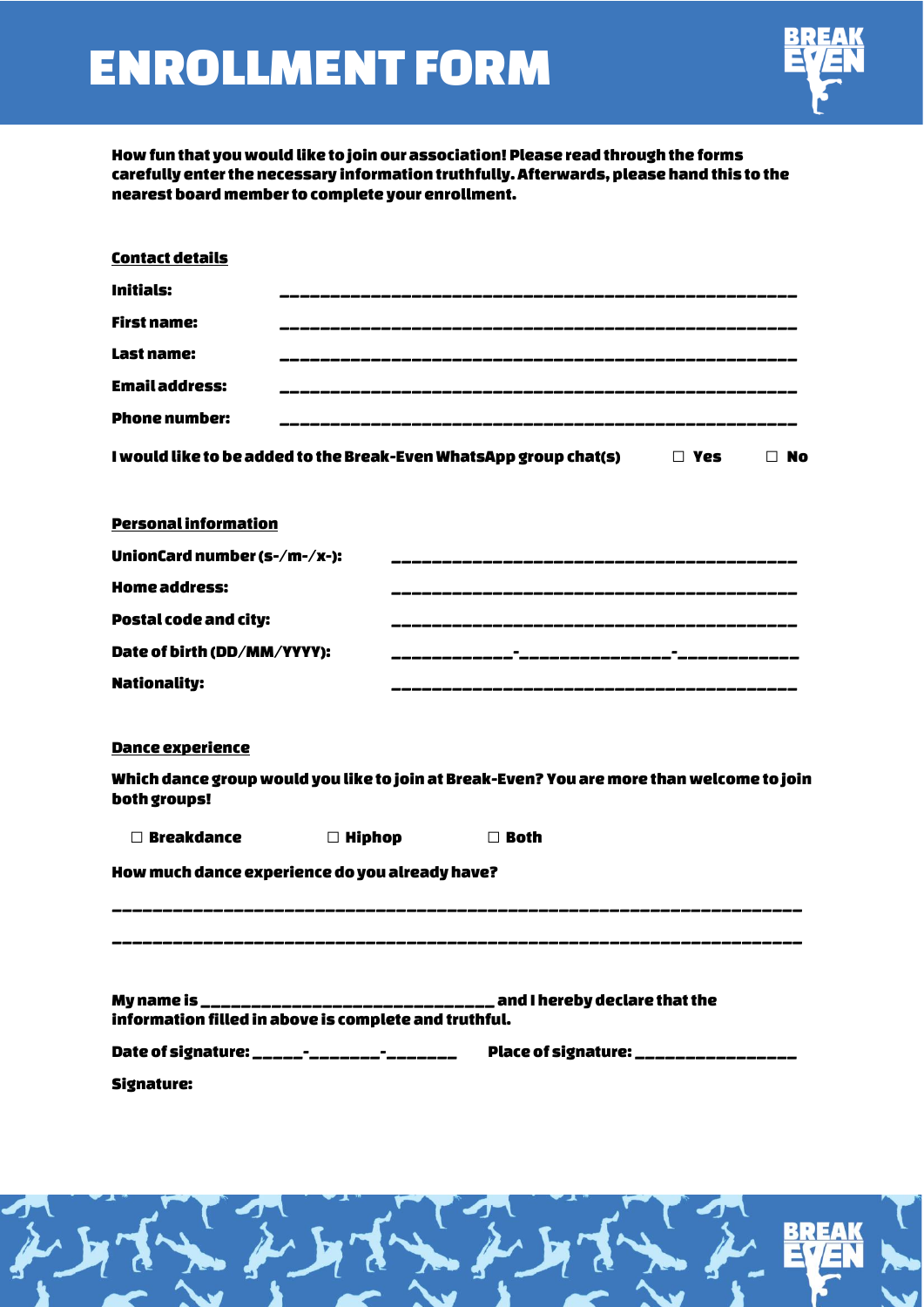# ENROLLMENT FORM

**How fun that you would like to join our association! Please read through the forms carefully enter the necessary information truthfully. Afterwards, please hand this to the nearest board member to complete your enrollment.**

**Contact details**

**Initials:** ____________________________________________________

**First name:** ____________________________________________________

**Last name:** ____________________________________________________

**Email address:** ____________________________________________________

**Phone number:** ____________________________________________________

**I would like to be added to the Break-Even WhatsApp group chat(s)** ☐ **Yes** ☐ **No**

**Personal information**

**UnionCard number (s-/m-/x-):** ________________________________________

**Home address:** ________________________________________

**Postal code and city:** ________________________________________

**Date of birth (DD/MM/YYYY):** ____________-_______________-____________

**Nationality:** ________________________________________

**Dance experience**

**Which dance group would you like to join at Break-Even? You are more than welcome to join both groups!**

☐ **Breakdance** ☐ **Hiphop** ☐ **Both**

**How much dance experience do you already have?**

______________________________________________________________________

______________________________________________________________________

**My name is ______________________________ and I hereby declare that the information filled in above is complete and truthful.**

**Date of signature:** _____-_______-_______ **Place of signature:** ________________

**Signature:**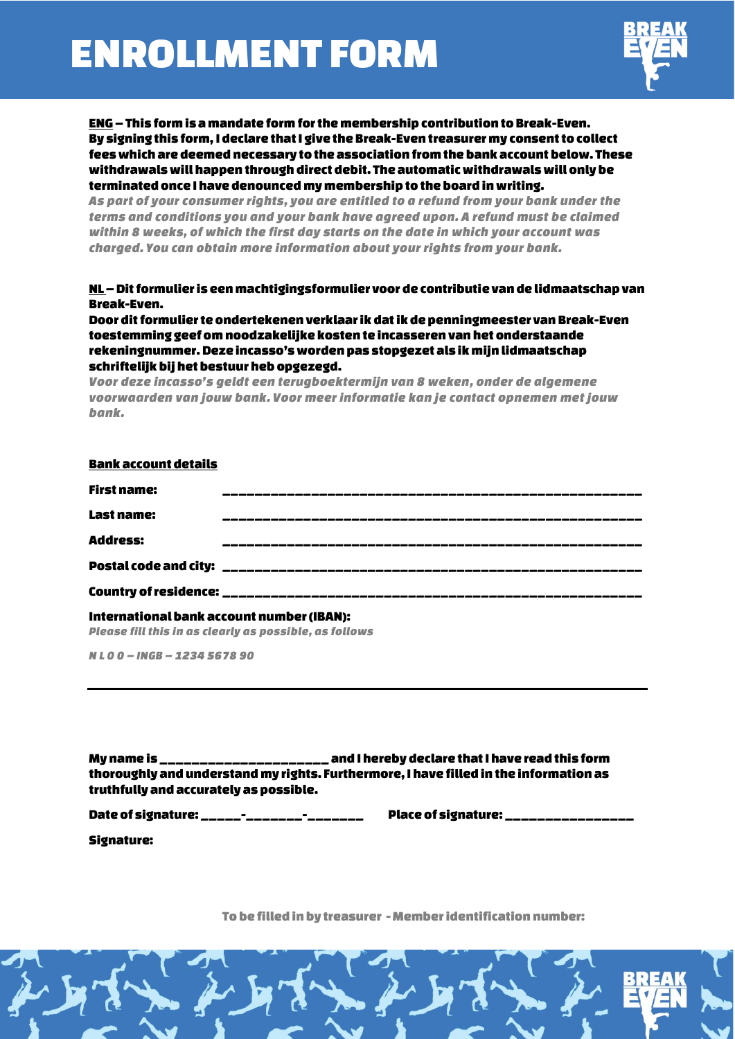# ENROLLMENT FORM

**ENG – This form is a mandate form for the membership contribution to Break-Even. By signing this form, I declare that I give the Break-Even treasurer my consent to collect fees which are deemed necessary to the association from the bank account below. These withdrawals will happen through direct debit. The automatic withdrawals will only be terminated once I have denounced my membership to the board in writing.**

*As part of your consumer rights, you are entitled to a refund from your bank under the terms and conditions you and your bank have agreed upon. A refund must be claimed within 8 weeks, of which the first day starts on the date in which your account was charged. You can obtain more information about your rights from your bank.*

**NL – Dit formulier is een machtigingsformulier voor de contributie van de lidmaatschap van Break-Even.**
**Door dit formulier te ondertekenen verklaar ik dat ik de penningmeester van Break-Even toestemming geef om noodzakelijke kosten te incasseren van het onderstaande rekeningnummer. Deze incasso's worden pas stopgezet als ik mijn lidmaatschap schriftelijk bij het bestuur heb opgezegd.**

*Voor deze incasso's geldt een terugboektermijn van 8 weken, onder de algemene voorwaarden van jouw bank. Voor meer informatie kan je contact opnemen met jouw bank.*

**Bank account details**

**First name:** ___________________________________________________

**Last name:** ___________________________________________________

**Address:** ___________________________________________________

**Postal code and city:** ___________________________________________________

**Country of residence:** ___________________________________________________

**International bank account number (IBAN):**
*Please fill this in as clearly as possible, as follows*

*N L 0 0 – INGB – 1234 5678 90*

---

**My name is ______________________ and I hereby declare that I have read this form thoroughly and understand my rights. Furthermore, I have filled in the information as truthfully and accurately as possible.**

**Date of signature:** _____-_______-_______ **Place of signature:** ________________

**Signature:**

**To be filled in by treasurer - Member identification number:**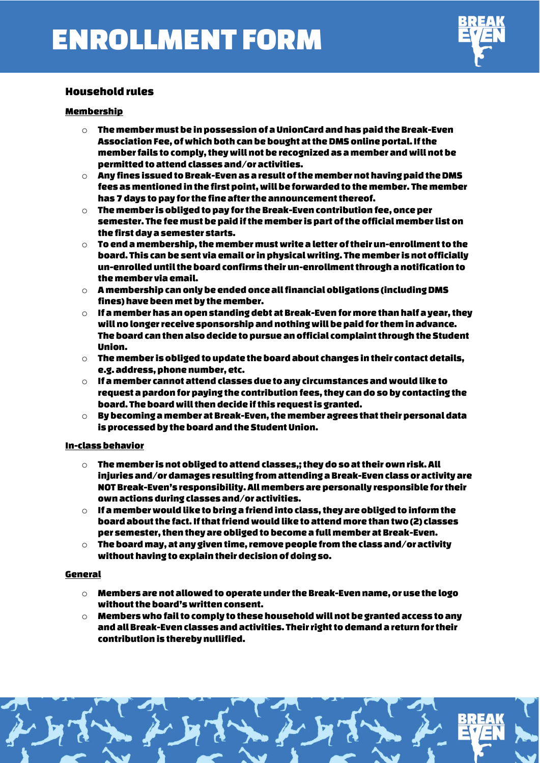# ENROLLMENT FORM

## Household rules

### Membership

- The member must be in possession of a UnionCard and has paid the Break-Even Association Fee, of which both can be bought at the DMS online portal. If the member fails to comply, they will not be recognized as a member and will not be permitted to attend classes and/or activities.
- Any fines issued to Break-Even as a result of the member not having paid the DMS fees as mentioned in the first point, will be forwarded to the member. The member has 7 days to pay for the fine after the announcement thereof.
- The member is obliged to pay for the Break-Even contribution fee, once per semester. The fee must be paid if the member is part of the official member list on the first day a semester starts.
- To end a membership, the member must write a letter of their un-enrollment to the board. This can be sent via email or in physical writing. The member is not officially un-enrolled until the board confirms their un-enrollment through a notification to the member via email.
- A membership can only be ended once all financial obligations (including DMS fines) have been met by the member.
- If a member has an open standing debt at Break-Even for more than half a year, they will no longer receive sponsorship and nothing will be paid for them in advance. The board can then also decide to pursue an official complaint through the Student Union.
- The member is obliged to update the board about changes in their contact details, e.g. address, phone number, etc.
- If a member cannot attend classes due to any circumstances and would like to request a pardon for paying the contribution fees, they can do so by contacting the board. The board will then decide if this request is granted.
- By becoming a member at Break-Even, the member agrees that their personal data is processed by the board and the Student Union.

### In-class behavior

- The member is not obliged to attend classes,; they do so at their own risk. All injuries and/or damages resulting from attending a Break-Even class or activity are NOT Break-Even's responsibility. All members are personally responsible for their own actions during classes and/or activities.
- If a member would like to bring a friend into class, they are obliged to inform the board about the fact. If that friend would like to attend more than two (2) classes per semester, then they are obliged to become a full member at Break-Even.
- The board may, at any given time, remove people from the class and/or activity without having to explain their decision of doing so.

### General

- Members are not allowed to operate under the Break-Even name, or use the logo without the board's written consent.
- Members who fail to comply to these household will not be granted access to any and all Break-Even classes and activities. Their right to demand a return for their contribution is thereby nullified.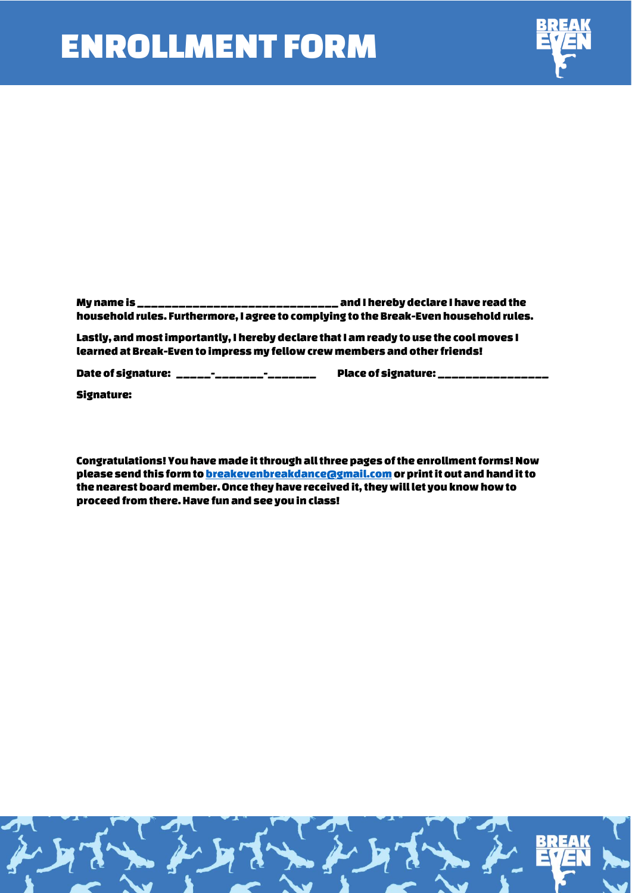# ENROLLMENT FORM

**My name is ______________________________ and I hereby declare I have read the household rules. Furthermore, I agree to complying to the Break-Even household rules.**

**Lastly, and most importantly, I hereby declare that I am ready to use the cool moves I learned at Break-Even to impress my fellow crew members and other friends!**

**Date of signature: _____-_______-_______ Place of signature: ________________**

**Signature:**

**Congratulations! You have made it through all three pages of the enrollment forms! Now please send this form to breakevenbreakdance@gmail.com or print it out and hand it to the nearest board member. Once they have received it, they will let you know how to proceed from there. Have fun and see you in class!**